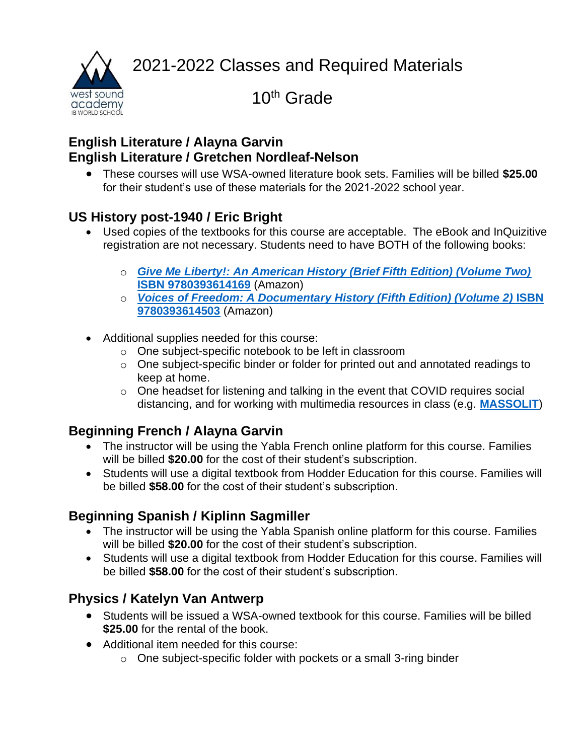# 2021-2022 Classes and Required Materials

## 10th Grade

### English Literature / Alayna Garvin
### English Literature / Gretchen Nordleaf-Nelson

- These courses will use WSA-owned literature book sets. Families will be billed **$25.00** for their student's use of these materials for the 2021-2022 school year.

### US History post-1940 / Eric Bright

- Used copies of the textbooks for this course are acceptable. The eBook and InQuizitive registration are not necessary. Students need to have BOTH of the following books:
  - ***Give Me Liberty!: An American History (Brief Fifth Edition) (Volume Two)*** **ISBN 9780393614169** (Amazon)
  - ***Voices of Freedom: A Documentary History (Fifth Edition) (Volume 2)*** **ISBN 9780393614503** (Amazon)
- Additional supplies needed for this course:
  - One subject-specific notebook to be left in classroom
  - One subject-specific binder or folder for printed out and annotated readings to keep at home.
  - One headset for listening and talking in the event that COVID requires social distancing, and for working with multimedia resources in class (e.g. **MASSOLIT**)

### Beginning French / Alayna Garvin

- The instructor will be using the Yabla French online platform for this course. Families will be billed **$20.00** for the cost of their student's subscription.
- Students will use a digital textbook from Hodder Education for this course. Families will be billed **$58.00** for the cost of their student's subscription.

### Beginning Spanish / Kiplinn Sagmiller

- The instructor will be using the Yabla Spanish online platform for this course. Families will be billed **$20.00** for the cost of their student's subscription.
- Students will use a digital textbook from Hodder Education for this course. Families will be billed **$58.00** for the cost of their student's subscription.

### Physics / Katelyn Van Antwerp

- Students will be issued a WSA-owned textbook for this course. Families will be billed **$25.00** for the rental of the book.
- Additional item needed for this course:
  - One subject-specific folder with pockets or a small 3-ring binder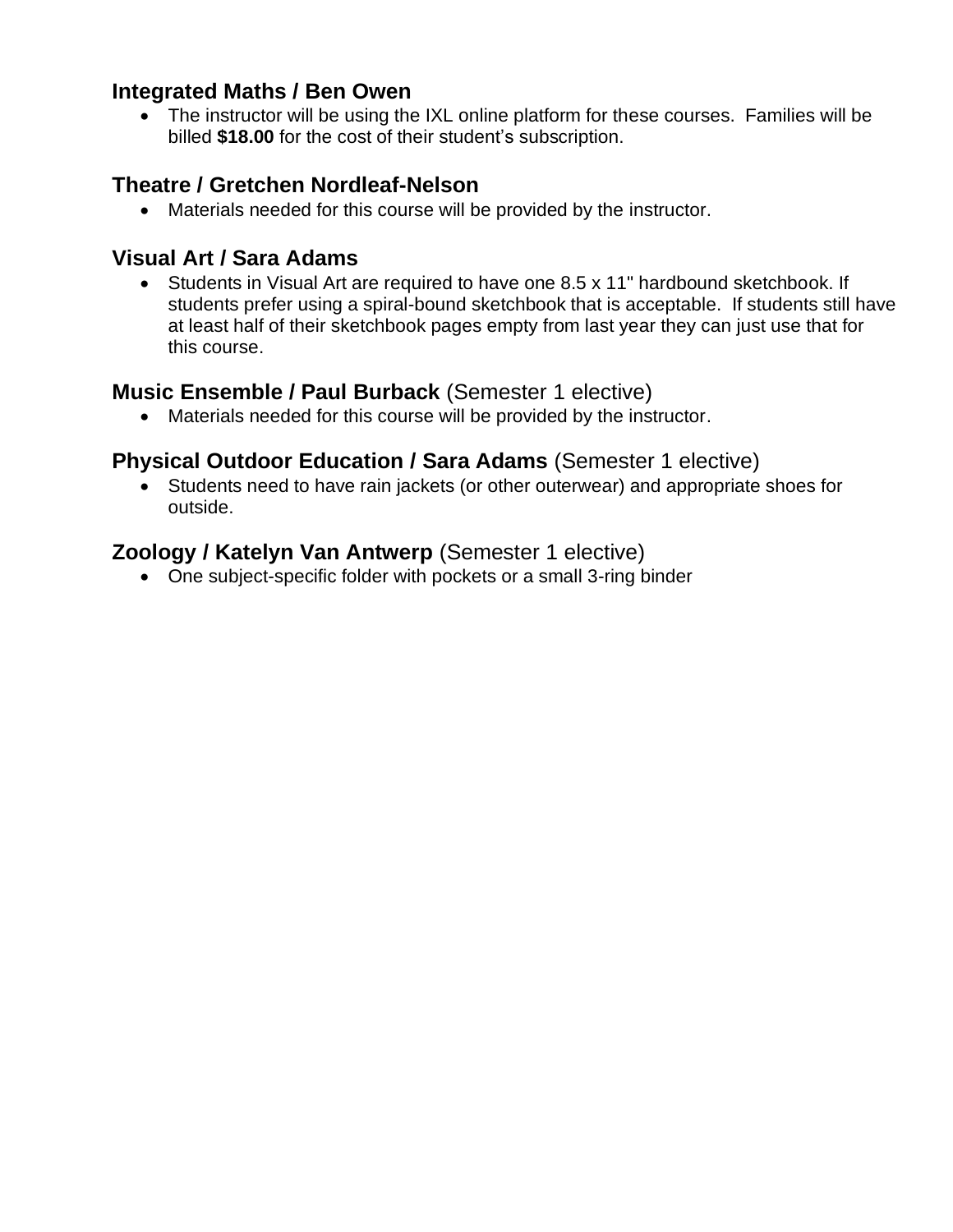### Integrated Maths / Ben Owen

- The instructor will be using the IXL online platform for these courses. Families will be billed **$18.00** for the cost of their student's subscription.

### Theatre / Gretchen Nordleaf-Nelson

- Materials needed for this course will be provided by the instructor.

### Visual Art / Sara Adams

- Students in Visual Art are required to have one 8.5 x 11" hardbound sketchbook. If students prefer using a spiral-bound sketchbook that is acceptable. If students still have at least half of their sketchbook pages empty from last year they can just use that for this course.

### **Music Ensemble / Paul Burback** (Semester 1 elective)

- Materials needed for this course will be provided by the instructor.

### **Physical Outdoor Education / Sara Adams** (Semester 1 elective)

- Students need to have rain jackets (or other outerwear) and appropriate shoes for outside.

### **Zoology / Katelyn Van Antwerp** (Semester 1 elective)

- One subject-specific folder with pockets or a small 3-ring binder